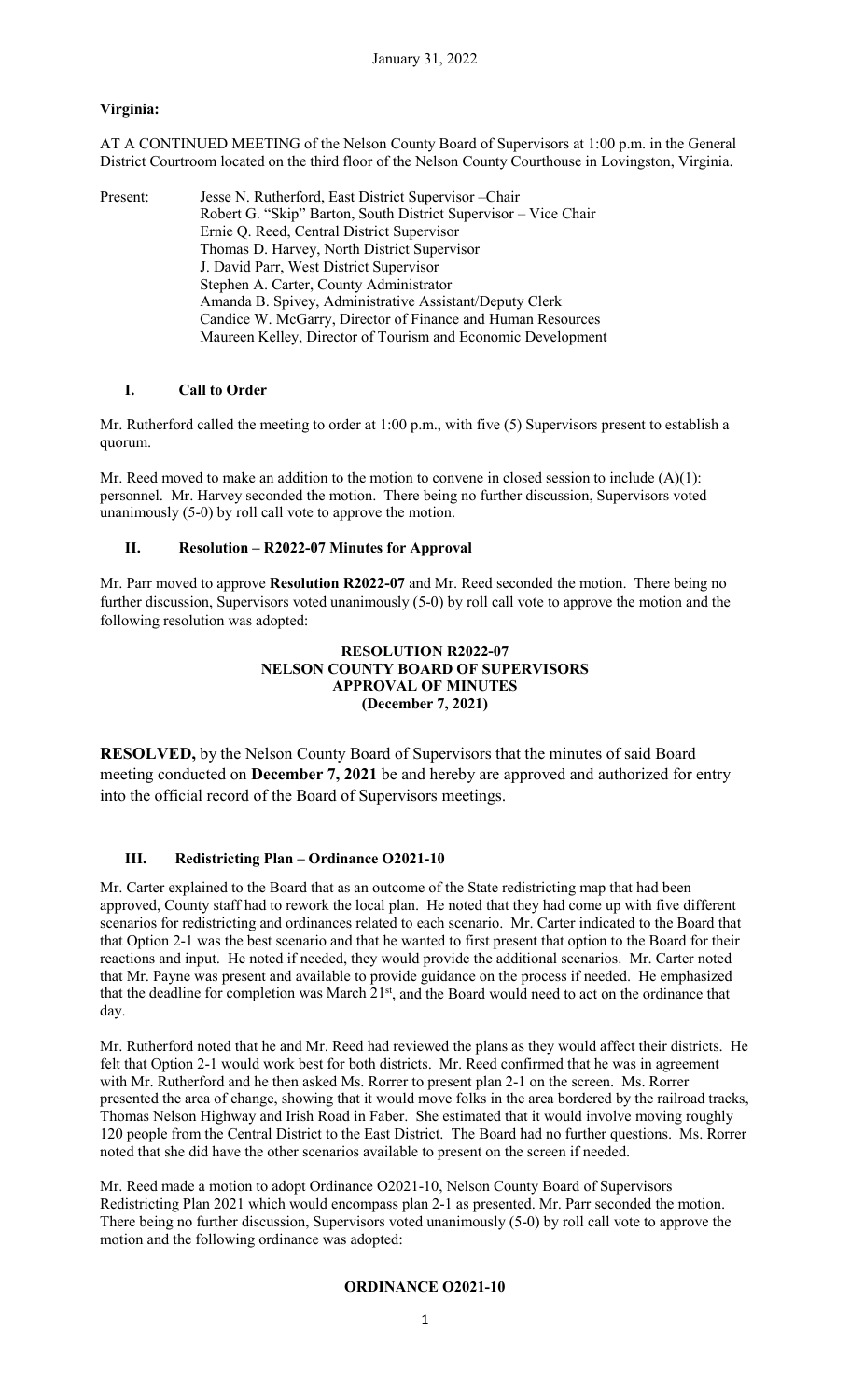January 31, 2022

**Virginia:**

AT A CONTINUED MEETING of the Nelson County Board of Supervisors at 1:00 p.m. in the General District Courtroom located on the third floor of the Nelson County Courthouse in Lovingston, Virginia.

Present: Jesse N. Rutherford, East District Supervisor –Chair
Robert G. "Skip" Barton, South District Supervisor – Vice Chair
Ernie Q. Reed, Central District Supervisor
Thomas D. Harvey, North District Supervisor
J. David Parr, West District Supervisor
Stephen A. Carter, County Administrator
Amanda B. Spivey, Administrative Assistant/Deputy Clerk
Candice W. McGarry, Director of Finance and Human Resources
Maureen Kelley, Director of Tourism and Economic Development

## I. Call to Order

Mr. Rutherford called the meeting to order at 1:00 p.m., with five (5) Supervisors present to establish a quorum.

Mr. Reed moved to make an addition to the motion to convene in closed session to include (A)(1): personnel. Mr. Harvey seconded the motion. There being no further discussion, Supervisors voted unanimously (5-0) by roll call vote to approve the motion.

## II. Resolution – R2022-07 Minutes for Approval

Mr. Parr moved to approve **Resolution R2022-07** and Mr. Reed seconded the motion. There being no further discussion, Supervisors voted unanimously (5-0) by roll call vote to approve the motion and the following resolution was adopted:

**RESOLUTION R2022-07**
**NELSON COUNTY BOARD OF SUPERVISORS**
**APPROVAL OF MINUTES**
**(December 7, 2021)**

**RESOLVED,** by the Nelson County Board of Supervisors that the minutes of said Board meeting conducted on **December 7, 2021** be and hereby are approved and authorized for entry into the official record of the Board of Supervisors meetings.

## III. Redistricting Plan – Ordinance O2021-10

Mr. Carter explained to the Board that as an outcome of the State redistricting map that had been approved, County staff had to rework the local plan. He noted that they had come up with five different scenarios for redistricting and ordinances related to each scenario. Mr. Carter indicated to the Board that that Option 2-1 was the best scenario and that he wanted to first present that option to the Board for their reactions and input. He noted if needed, they would provide the additional scenarios. Mr. Carter noted that Mr. Payne was present and available to provide guidance on the process if needed. He emphasized that the deadline for completion was March 21st, and the Board would need to act on the ordinance that day.

Mr. Rutherford noted that he and Mr. Reed had reviewed the plans as they would affect their districts. He felt that Option 2-1 would work best for both districts. Mr. Reed confirmed that he was in agreement with Mr. Rutherford and he then asked Ms. Rorrer to present plan 2-1 on the screen. Ms. Rorrer presented the area of change, showing that it would move folks in the area bordered by the railroad tracks, Thomas Nelson Highway and Irish Road in Faber. She estimated that it would involve moving roughly 120 people from the Central District to the East District. The Board had no further questions. Ms. Rorrer noted that she did have the other scenarios available to present on the screen if needed.

Mr. Reed made a motion to adopt Ordinance O2021-10, Nelson County Board of Supervisors Redistricting Plan 2021 which would encompass plan 2-1 as presented. Mr. Parr seconded the motion. There being no further discussion, Supervisors voted unanimously (5-0) by roll call vote to approve the motion and the following ordinance was adopted:

**ORDINANCE O2021-10**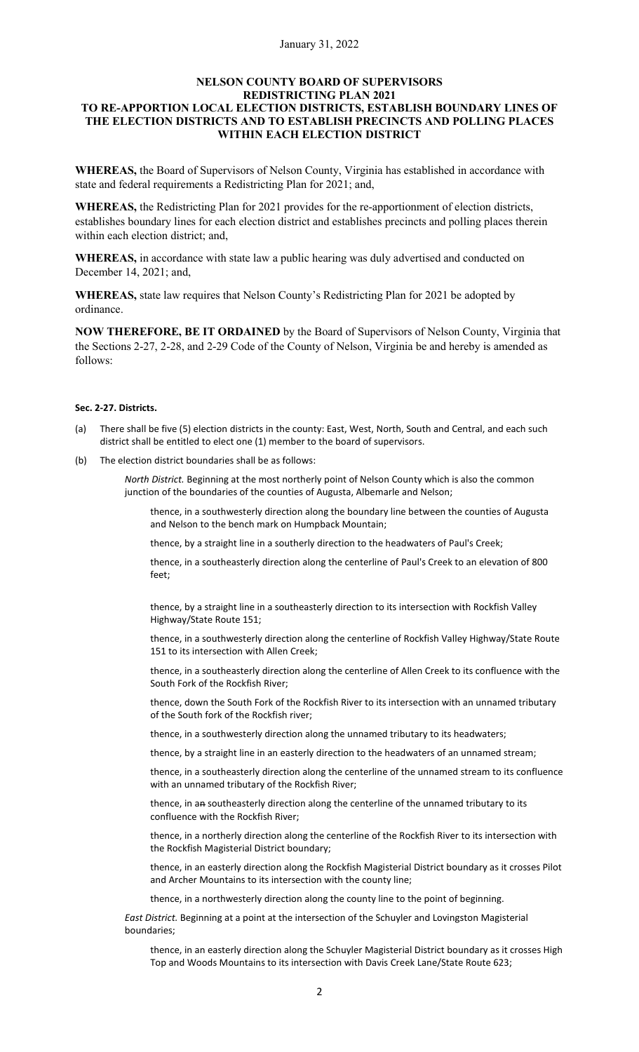January 31, 2022

**NELSON COUNTY BOARD OF SUPERVISORS**
**REDISTRICTING PLAN 2021**
**TO RE-APPORTION LOCAL ELECTION DISTRICTS, ESTABLISH BOUNDARY LINES OF THE ELECTION DISTRICTS AND TO ESTABLISH PRECINCTS AND POLLING PLACES WITHIN EACH ELECTION DISTRICT**

**WHEREAS,** the Board of Supervisors of Nelson County, Virginia has established in accordance with state and federal requirements a Redistricting Plan for 2021; and,

**WHEREAS,** the Redistricting Plan for 2021 provides for the re-apportionment of election districts, establishes boundary lines for each election district and establishes precincts and polling places therein within each election district; and,

**WHEREAS,** in accordance with state law a public hearing was duly advertised and conducted on December 14, 2021; and,

**WHEREAS,** state law requires that Nelson County's Redistricting Plan for 2021 be adopted by ordinance.

**NOW THEREFORE, BE IT ORDAINED** by the Board of Supervisors of Nelson County, Virginia that the Sections 2-27, 2-28, and 2-29 Code of the County of Nelson, Virginia be and hereby is amended as follows:

**Sec. 2-27. Districts.**

(a) There shall be five (5) election districts in the county: East, West, North, South and Central, and each such district shall be entitled to elect one (1) member to the board of supervisors.

(b) The election district boundaries shall be as follows:

*North District.* Beginning at the most northerly point of Nelson County which is also the common junction of the boundaries of the counties of Augusta, Albemarle and Nelson;

thence, in a southwesterly direction along the boundary line between the counties of Augusta and Nelson to the bench mark on Humpback Mountain;

thence, by a straight line in a southerly direction to the headwaters of Paul's Creek;

thence, in a southeasterly direction along the centerline of Paul's Creek to an elevation of 800 feet;

thence, by a straight line in a southeasterly direction to its intersection with Rockfish Valley Highway/State Route 151;

thence, in a southwesterly direction along the centerline of Rockfish Valley Highway/State Route 151 to its intersection with Allen Creek;

thence, in a southeasterly direction along the centerline of Allen Creek to its confluence with the South Fork of the Rockfish River;

thence, down the South Fork of the Rockfish River to its intersection with an unnamed tributary of the South fork of the Rockfish river;

thence, in a southwesterly direction along the unnamed tributary to its headwaters;

thence, by a straight line in an easterly direction to the headwaters of an unnamed stream;

thence, in a southeasterly direction along the centerline of the unnamed stream to its confluence with an unnamed tributary of the Rockfish River;

thence, in ~~an~~ southeasterly direction along the centerline of the unnamed tributary to its confluence with the Rockfish River;

thence, in a northerly direction along the centerline of the Rockfish River to its intersection with the Rockfish Magisterial District boundary;

thence, in an easterly direction along the Rockfish Magisterial District boundary as it crosses Pilot and Archer Mountains to its intersection with the county line;

thence, in a northwesterly direction along the county line to the point of beginning.

*East District.* Beginning at a point at the intersection of the Schuyler and Lovingston Magisterial boundaries;

thence, in an easterly direction along the Schuyler Magisterial District boundary as it crosses High Top and Woods Mountains to its intersection with Davis Creek Lane/State Route 623;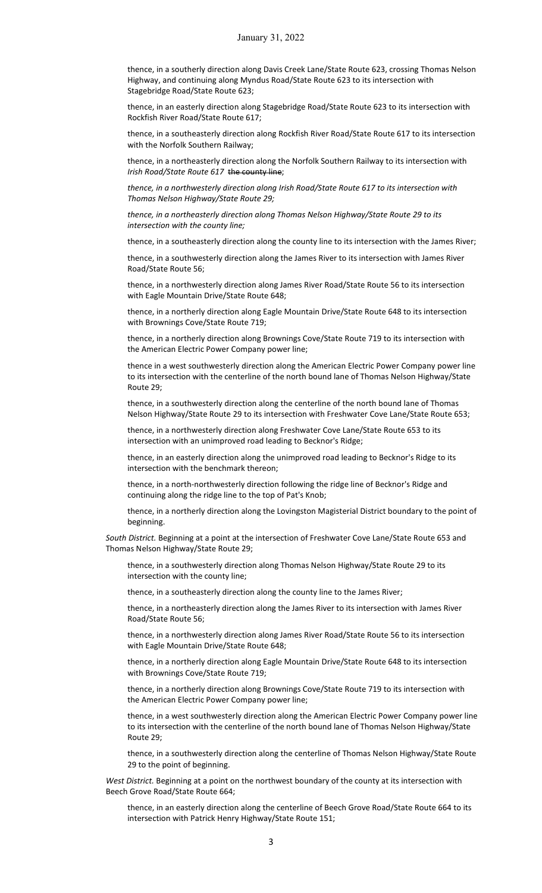thence, in a southerly direction along Davis Creek Lane/State Route 623, crossing Thomas Nelson Highway, and continuing along Myndus Road/State Route 623 to its intersection with Stagebridge Road/State Route 623;

thence, in an easterly direction along Stagebridge Road/State Route 623 to its intersection with Rockfish River Road/State Route 617;

thence, in a southeasterly direction along Rockfish River Road/State Route 617 to its intersection with the Norfolk Southern Railway;

thence, in a northeasterly direction along the Norfolk Southern Railway to its intersection with *Irish Road/State Route 617* ~~the county line~~;

*thence, in a northwesterly direction along Irish Road/State Route 617 to its intersection with Thomas Nelson Highway/State Route 29;*

*thence, in a northeasterly direction along Thomas Nelson Highway/State Route 29 to its intersection with the county line;*

thence, in a southeasterly direction along the county line to its intersection with the James River;

thence, in a southwesterly direction along the James River to its intersection with James River Road/State Route 56;

thence, in a northwesterly direction along James River Road/State Route 56 to its intersection with Eagle Mountain Drive/State Route 648;

thence, in a northerly direction along Eagle Mountain Drive/State Route 648 to its intersection with Brownings Cove/State Route 719;

thence, in a northerly direction along Brownings Cove/State Route 719 to its intersection with the American Electric Power Company power line;

thence in a west southwesterly direction along the American Electric Power Company power line to its intersection with the centerline of the north bound lane of Thomas Nelson Highway/State Route 29;

thence, in a southwesterly direction along the centerline of the north bound lane of Thomas Nelson Highway/State Route 29 to its intersection with Freshwater Cove Lane/State Route 653;

thence, in a northwesterly direction along Freshwater Cove Lane/State Route 653 to its intersection with an unimproved road leading to Becknor's Ridge;

thence, in an easterly direction along the unimproved road leading to Becknor's Ridge to its intersection with the benchmark thereon;

thence, in a north-northwesterly direction following the ridge line of Becknor's Ridge and continuing along the ridge line to the top of Pat's Knob;

thence, in a northerly direction along the Lovingston Magisterial District boundary to the point of beginning.

*South District.* Beginning at a point at the intersection of Freshwater Cove Lane/State Route 653 and Thomas Nelson Highway/State Route 29;

thence, in a southwesterly direction along Thomas Nelson Highway/State Route 29 to its intersection with the county line;

thence, in a southeasterly direction along the county line to the James River;

thence, in a northeasterly direction along the James River to its intersection with James River Road/State Route 56;

thence, in a northwesterly direction along James River Road/State Route 56 to its intersection with Eagle Mountain Drive/State Route 648;

thence, in a northerly direction along Eagle Mountain Drive/State Route 648 to its intersection with Brownings Cove/State Route 719;

thence, in a northerly direction along Brownings Cove/State Route 719 to its intersection with the American Electric Power Company power line;

thence, in a west southwesterly direction along the American Electric Power Company power line to its intersection with the centerline of the north bound lane of Thomas Nelson Highway/State Route 29;

thence, in a southwesterly direction along the centerline of Thomas Nelson Highway/State Route 29 to the point of beginning.

*West District.* Beginning at a point on the northwest boundary of the county at its intersection with Beech Grove Road/State Route 664;

thence, in an easterly direction along the centerline of Beech Grove Road/State Route 664 to its intersection with Patrick Henry Highway/State Route 151;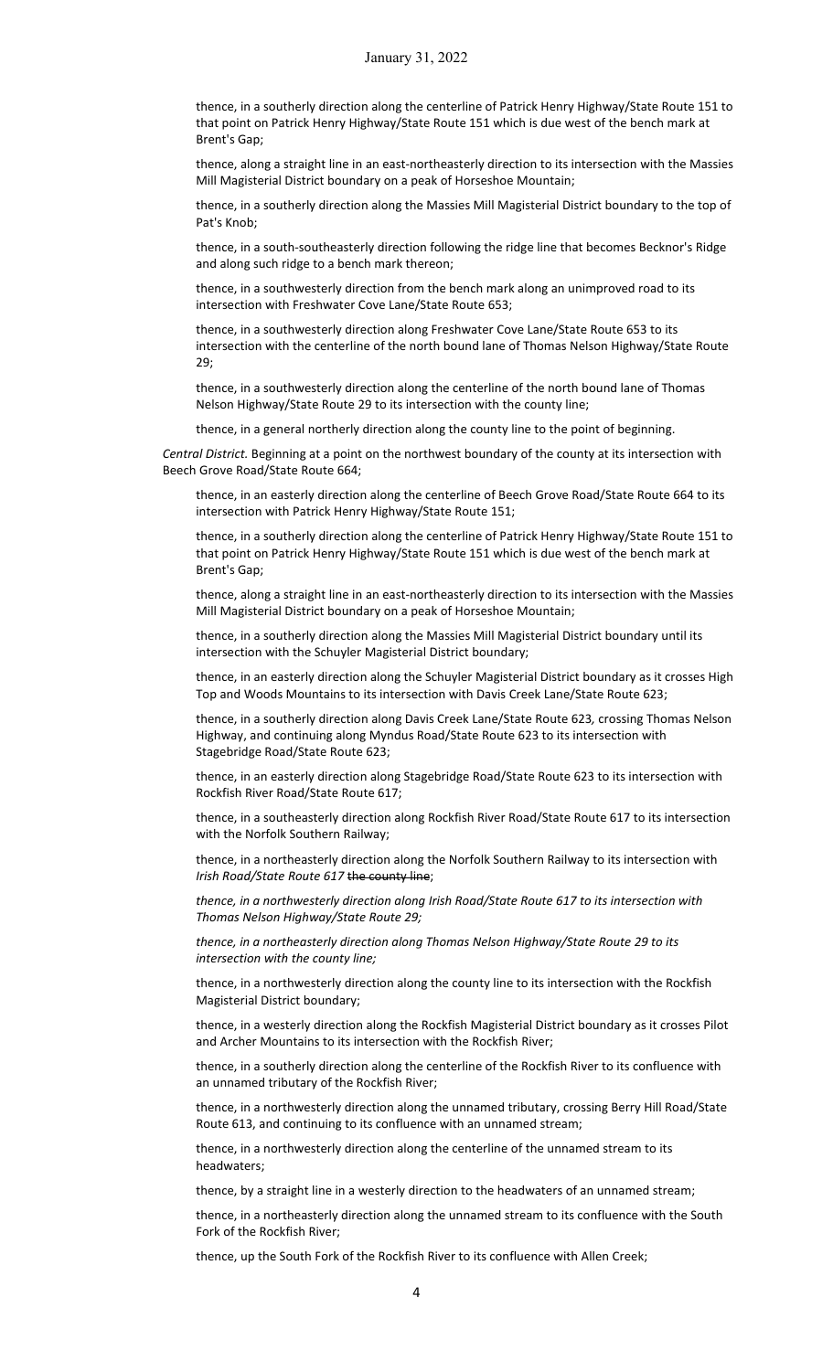thence, in a southerly direction along the centerline of Patrick Henry Highway/State Route 151 to that point on Patrick Henry Highway/State Route 151 which is due west of the bench mark at Brent's Gap;

thence, along a straight line in an east-northeasterly direction to its intersection with the Massies Mill Magisterial District boundary on a peak of Horseshoe Mountain;

thence, in a southerly direction along the Massies Mill Magisterial District boundary to the top of Pat's Knob;

thence, in a south-southeasterly direction following the ridge line that becomes Becknor's Ridge and along such ridge to a bench mark thereon;

thence, in a southwesterly direction from the bench mark along an unimproved road to its intersection with Freshwater Cove Lane/State Route 653;

thence, in a southwesterly direction along Freshwater Cove Lane/State Route 653 to its intersection with the centerline of the north bound lane of Thomas Nelson Highway/State Route 29;

thence, in a southwesterly direction along the centerline of the north bound lane of Thomas Nelson Highway/State Route 29 to its intersection with the county line;

thence, in a general northerly direction along the county line to the point of beginning.

*Central District.* Beginning at a point on the northwest boundary of the county at its intersection with Beech Grove Road/State Route 664;

thence, in an easterly direction along the centerline of Beech Grove Road/State Route 664 to its intersection with Patrick Henry Highway/State Route 151;

thence, in a southerly direction along the centerline of Patrick Henry Highway/State Route 151 to that point on Patrick Henry Highway/State Route 151 which is due west of the bench mark at Brent's Gap;

thence, along a straight line in an east-northeasterly direction to its intersection with the Massies Mill Magisterial District boundary on a peak of Horseshoe Mountain;

thence, in a southerly direction along the Massies Mill Magisterial District boundary until its intersection with the Schuyler Magisterial District boundary;

thence, in an easterly direction along the Schuyler Magisterial District boundary as it crosses High Top and Woods Mountains to its intersection with Davis Creek Lane/State Route 623;

thence, in a southerly direction along Davis Creek Lane/State Route 623, crossing Thomas Nelson Highway, and continuing along Myndus Road/State Route 623 to its intersection with Stagebridge Road/State Route 623;

thence, in an easterly direction along Stagebridge Road/State Route 623 to its intersection with Rockfish River Road/State Route 617;

thence, in a southeasterly direction along Rockfish River Road/State Route 617 to its intersection with the Norfolk Southern Railway;

thence, in a northeasterly direction along the Norfolk Southern Railway to its intersection with *Irish Road/State Route 617* ~~the county line~~;

*thence, in a northwesterly direction along Irish Road/State Route 617 to its intersection with Thomas Nelson Highway/State Route 29;*

*thence, in a northeasterly direction along Thomas Nelson Highway/State Route 29 to its intersection with the county line;*

thence, in a northwesterly direction along the county line to its intersection with the Rockfish Magisterial District boundary;

thence, in a westerly direction along the Rockfish Magisterial District boundary as it crosses Pilot and Archer Mountains to its intersection with the Rockfish River;

thence, in a southerly direction along the centerline of the Rockfish River to its confluence with an unnamed tributary of the Rockfish River;

thence, in a northwesterly direction along the unnamed tributary, crossing Berry Hill Road/State Route 613, and continuing to its confluence with an unnamed stream;

thence, in a northwesterly direction along the centerline of the unnamed stream to its headwaters;

thence, by a straight line in a westerly direction to the headwaters of an unnamed stream;

thence, in a northeasterly direction along the unnamed stream to its confluence with the South Fork of the Rockfish River;

thence, up the South Fork of the Rockfish River to its confluence with Allen Creek;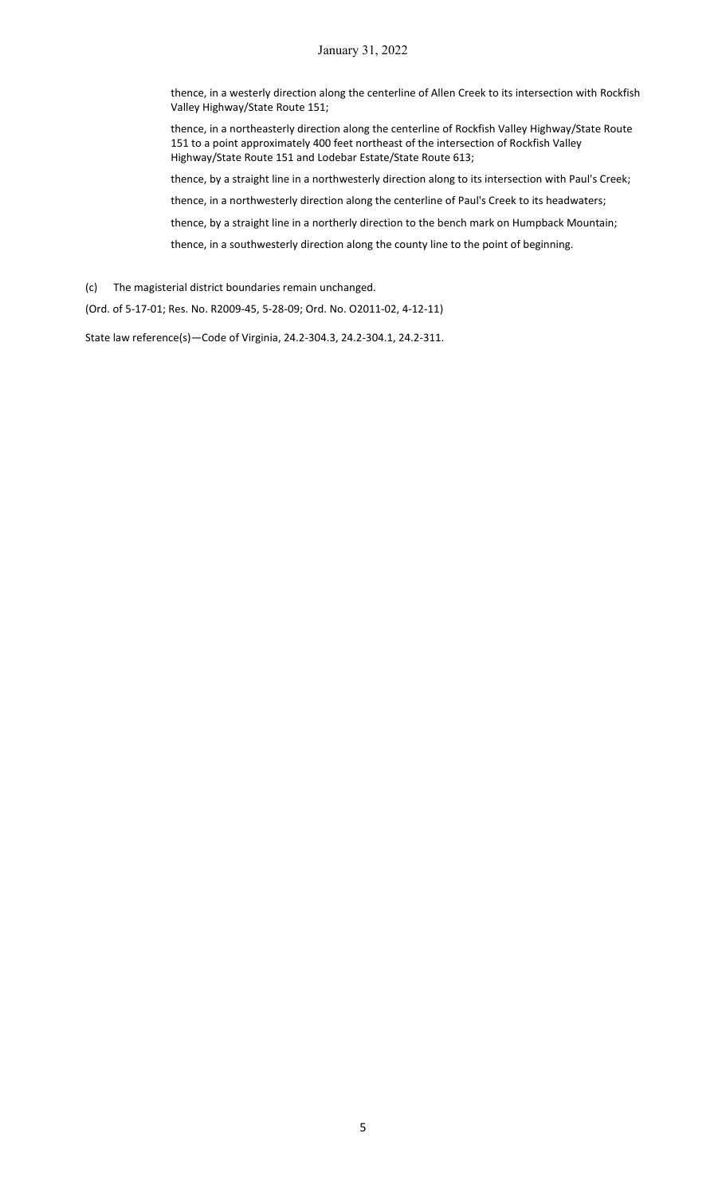thence, in a westerly direction along the centerline of Allen Creek to its intersection with Rockfish Valley Highway/State Route 151;

thence, in a northeasterly direction along the centerline of Rockfish Valley Highway/State Route 151 to a point approximately 400 feet northeast of the intersection of Rockfish Valley Highway/State Route 151 and Lodebar Estate/State Route 613;

thence, by a straight line in a northwesterly direction along to its intersection with Paul's Creek;

thence, in a northwesterly direction along the centerline of Paul's Creek to its headwaters;

thence, by a straight line in a northerly direction to the bench mark on Humpback Mountain;

thence, in a southwesterly direction along the county line to the point of beginning.

(c) The magisterial district boundaries remain unchanged.

(Ord. of 5-17-01; Res. No. R2009-45, 5-28-09; Ord. No. O2011-02, 4-12-11)

State law reference(s)—Code of Virginia, 24.2-304.3, 24.2-304.1, 24.2-311.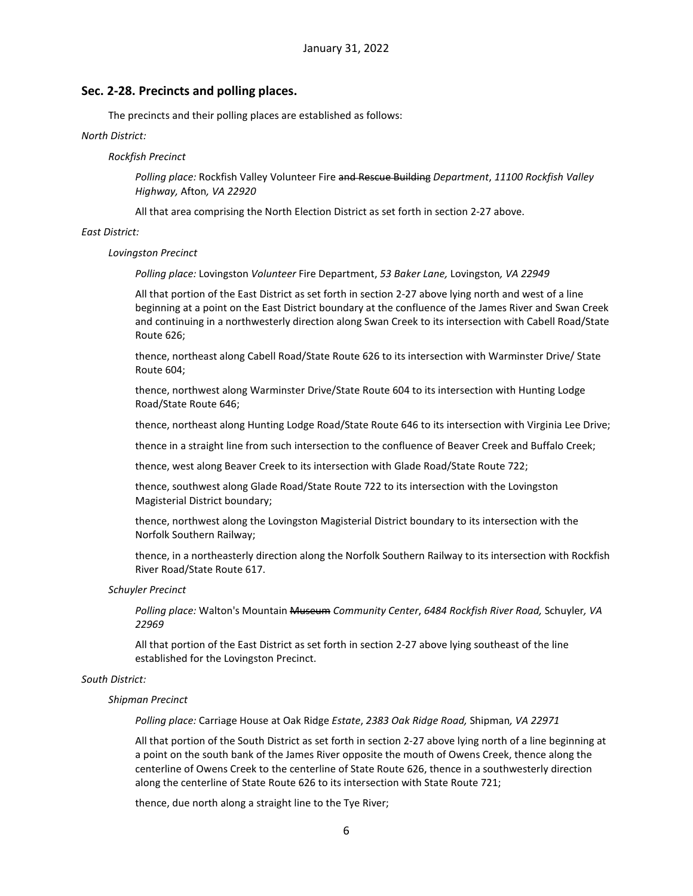## Sec. 2-28. Precincts and polling places.

The precincts and their polling places are established as follows:

*North District:*

*Rockfish Precinct*

*Polling place:* Rockfish Valley Volunteer Fire ~~and Rescue Building~~ *Department*, *11100 Rockfish Valley Highway,* Afton*, VA 22920*

All that area comprising the North Election District as set forth in section 2-27 above.

*East District:*

*Lovingston Precinct*

*Polling place:* Lovingston *Volunteer* Fire Department, *53 Baker Lane,* Lovingston*, VA 22949*

All that portion of the East District as set forth in section 2-27 above lying north and west of a line beginning at a point on the East District boundary at the confluence of the James River and Swan Creek and continuing in a northwesterly direction along Swan Creek to its intersection with Cabell Road/State Route 626;

thence, northeast along Cabell Road/State Route 626 to its intersection with Warminster Drive/ State Route 604;

thence, northwest along Warminster Drive/State Route 604 to its intersection with Hunting Lodge Road/State Route 646;

thence, northeast along Hunting Lodge Road/State Route 646 to its intersection with Virginia Lee Drive;

thence in a straight line from such intersection to the confluence of Beaver Creek and Buffalo Creek;

thence, west along Beaver Creek to its intersection with Glade Road/State Route 722;

thence, southwest along Glade Road/State Route 722 to its intersection with the Lovingston Magisterial District boundary;

thence, northwest along the Lovingston Magisterial District boundary to its intersection with the Norfolk Southern Railway;

thence, in a northeasterly direction along the Norfolk Southern Railway to its intersection with Rockfish River Road/State Route 617.

*Schuyler Precinct*

*Polling place:* Walton's Mountain ~~Museum~~ *Community Center*, *6484 Rockfish River Road,* Schuyler*, VA 22969*

All that portion of the East District as set forth in section 2-27 above lying southeast of the line established for the Lovingston Precinct.

*South District:*

*Shipman Precinct*

*Polling place:* Carriage House at Oak Ridge *Estate*, *2383 Oak Ridge Road,* Shipman*, VA 22971*

All that portion of the South District as set forth in section 2-27 above lying north of a line beginning at a point on the south bank of the James River opposite the mouth of Owens Creek, thence along the centerline of Owens Creek to the centerline of State Route 626, thence in a southwesterly direction along the centerline of State Route 626 to its intersection with State Route 721;

thence, due north along a straight line to the Tye River;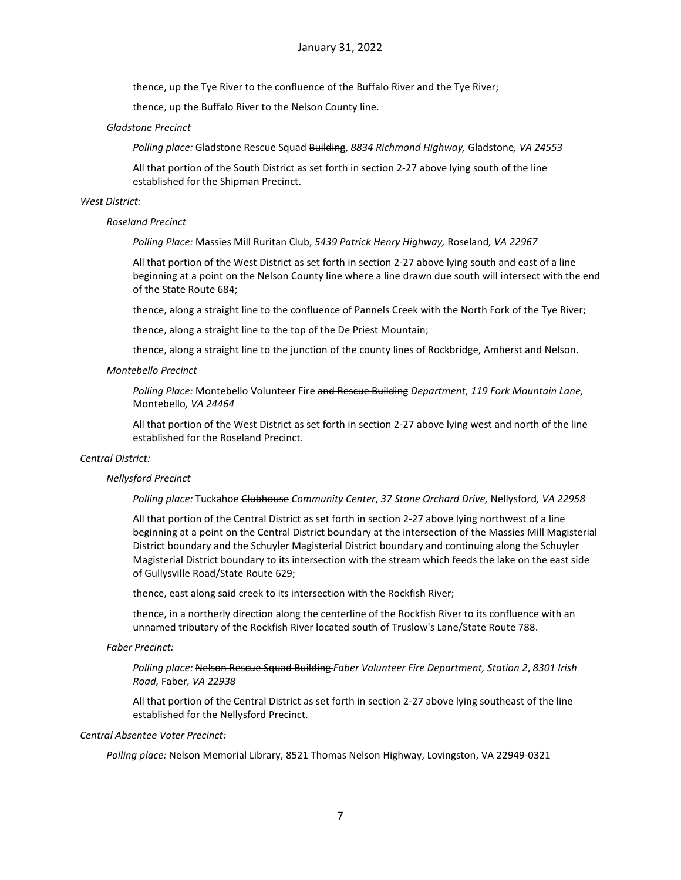thence, up the Tye River to the confluence of the Buffalo River and the Tye River;

thence, up the Buffalo River to the Nelson County line.

*Gladstone Precinct*

*Polling place:* Gladstone Rescue Squad ~~Building~~, *8834 Richmond Highway,* Gladstone*, VA 24553*

All that portion of the South District as set forth in section 2-27 above lying south of the line established for the Shipman Precinct.

*West District:*

*Roseland Precinct*

*Polling Place:* Massies Mill Ruritan Club, *5439 Patrick Henry Highway,* Roseland*, VA 22967*

All that portion of the West District as set forth in section 2-27 above lying south and east of a line beginning at a point on the Nelson County line where a line drawn due south will intersect with the end of the State Route 684;

thence, along a straight line to the confluence of Pannels Creek with the North Fork of the Tye River;

thence, along a straight line to the top of the De Priest Mountain;

thence, along a straight line to the junction of the county lines of Rockbridge, Amherst and Nelson.

*Montebello Precinct*

*Polling Place:* Montebello Volunteer Fire ~~and Rescue Building~~ *Department*, *119 Fork Mountain Lane,* Montebello*, VA 24464*

All that portion of the West District as set forth in section 2-27 above lying west and north of the line established for the Roseland Precinct.

*Central District:*

*Nellysford Precinct*

*Polling place:* Tuckahoe ~~Clubhouse~~ *Community Center*, *37 Stone Orchard Drive,* Nellysford*, VA 22958*

All that portion of the Central District as set forth in section 2-27 above lying northwest of a line beginning at a point on the Central District boundary at the intersection of the Massies Mill Magisterial District boundary and the Schuyler Magisterial District boundary and continuing along the Schuyler Magisterial District boundary to its intersection with the stream which feeds the lake on the east side of Gullysville Road/State Route 629;

thence, east along said creek to its intersection with the Rockfish River;

thence, in a northerly direction along the centerline of the Rockfish River to its confluence with an unnamed tributary of the Rockfish River located south of Truslow's Lane/State Route 788.

*Faber Precinct:*

*Polling place:* ~~Nelson Rescue Squad Building~~ *Faber Volunteer Fire Department, Station 2*, *8301 Irish Road,* Faber*, VA 22938*

All that portion of the Central District as set forth in section 2-27 above lying southeast of the line established for the Nellysford Precinct.

*Central Absentee Voter Precinct:*

*Polling place:* Nelson Memorial Library, 8521 Thomas Nelson Highway, Lovingston, VA 22949-0321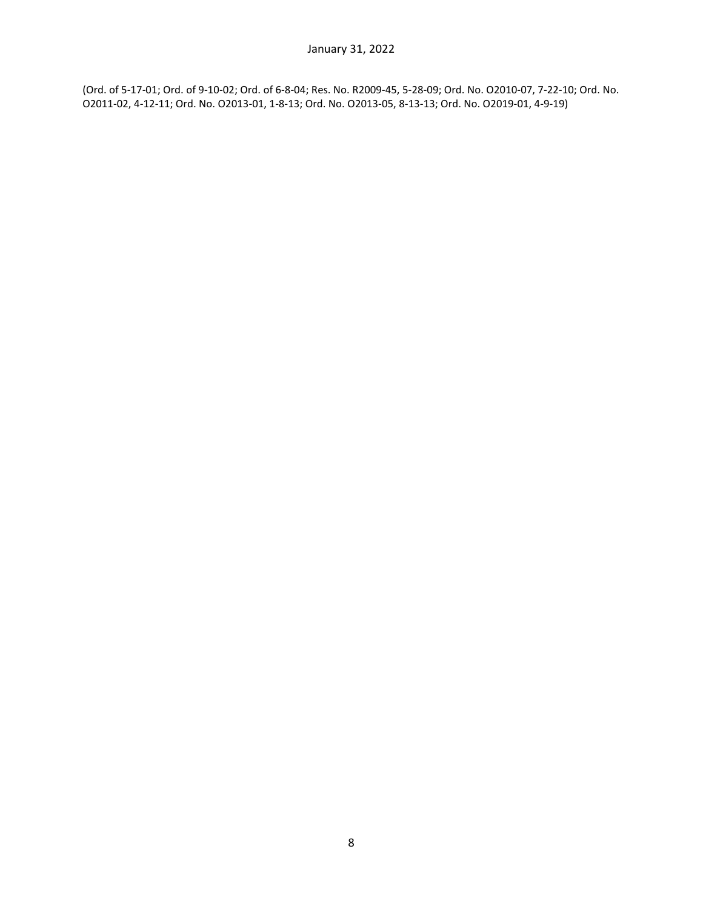(Ord. of 5-17-01; Ord. of 9-10-02; Ord. of 6-8-04; Res. No. R2009-45, 5-28-09; Ord. No. O2010-07, 7-22-10; Ord. No. O2011-02, 4-12-11; Ord. No. O2013-01, 1-8-13; Ord. No. O2013-05, 8-13-13; Ord. No. O2019-01, 4-9-19)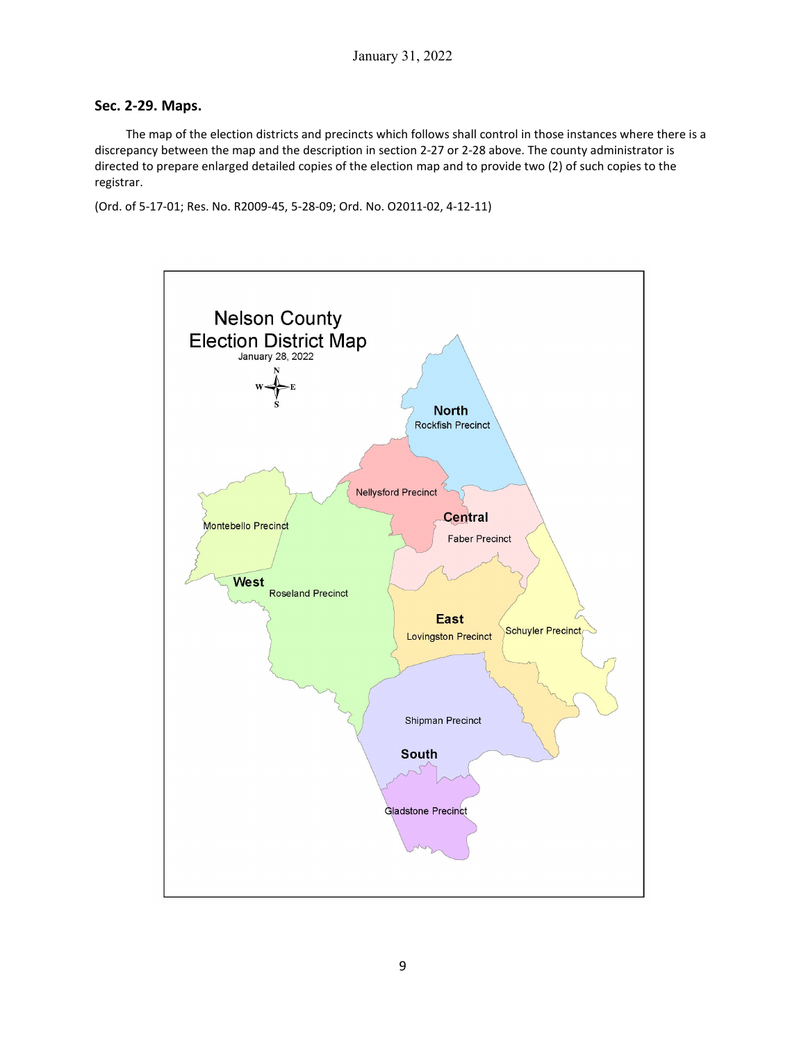## Sec. 2-29. Maps.

The map of the election districts and precincts which follows shall control in those instances where there is a discrepancy between the map and the description in section 2-27 or 2-28 above. The county administrator is directed to prepare enlarged detailed copies of the election map and to provide two (2) of such copies to the registrar.

(Ord. of 5-17-01; Res. No. R2009-45, 5-28-09; Ord. No. O2011-02, 4-12-11)

Nelson County
Election District Map
January 28, 2022

North
Rockfish Precinct

Nellysford Precinct

Central
Faber Precinct

Montebello Precinct

West
Roseland Precinct

East
Lovingston Precinct

Schuyler Precinct

Shipman Precinct

South

Gladstone Precinct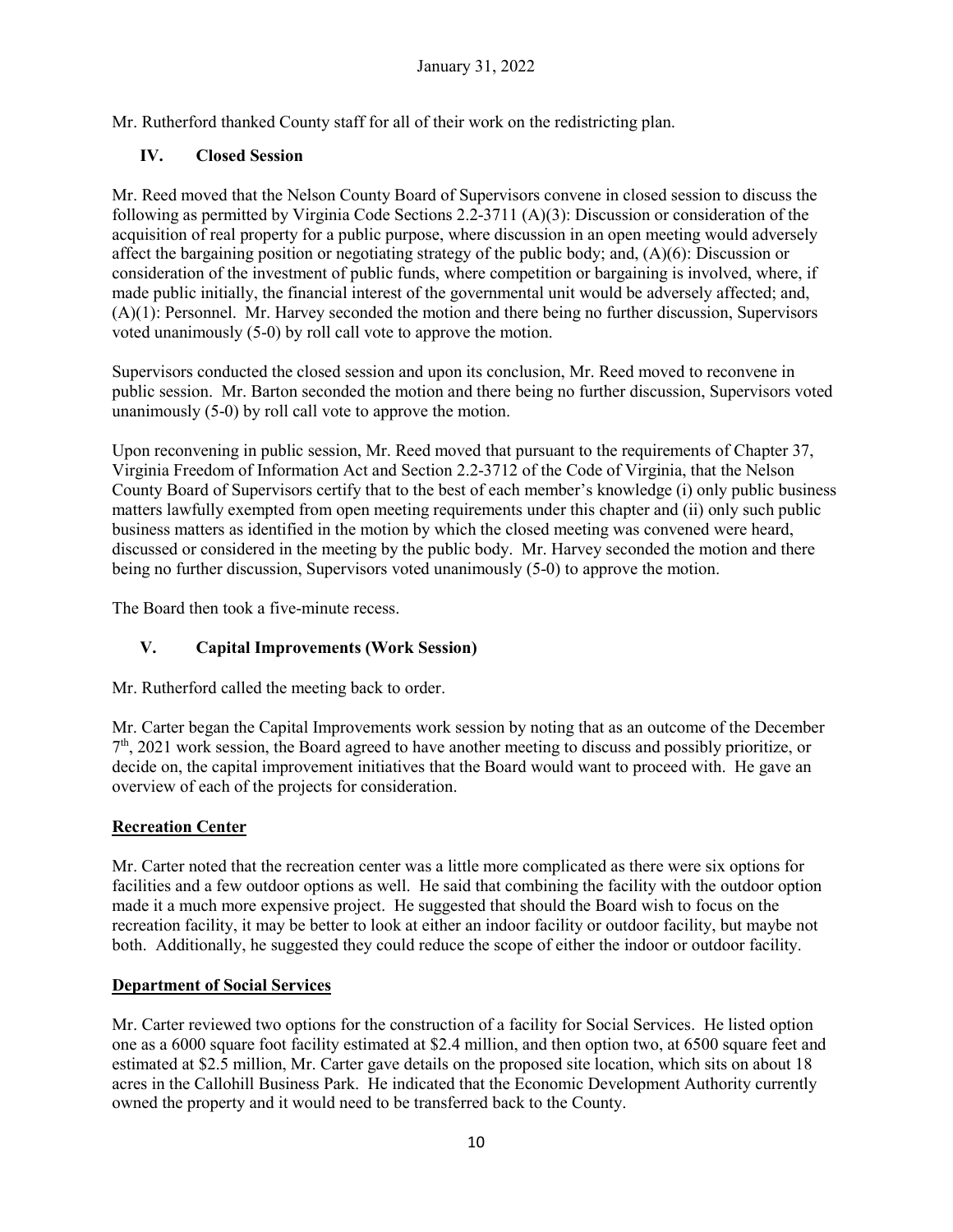Mr. Rutherford thanked County staff for all of their work on the redistricting plan.

## IV. Closed Session

Mr. Reed moved that the Nelson County Board of Supervisors convene in closed session to discuss the following as permitted by Virginia Code Sections 2.2-3711 (A)(3): Discussion or consideration of the acquisition of real property for a public purpose, where discussion in an open meeting would adversely affect the bargaining position or negotiating strategy of the public body; and, (A)(6): Discussion or consideration of the investment of public funds, where competition or bargaining is involved, where, if made public initially, the financial interest of the governmental unit would be adversely affected; and, (A)(1): Personnel. Mr. Harvey seconded the motion and there being no further discussion, Supervisors voted unanimously (5-0) by roll call vote to approve the motion.

Supervisors conducted the closed session and upon its conclusion, Mr. Reed moved to reconvene in public session. Mr. Barton seconded the motion and there being no further discussion, Supervisors voted unanimously (5-0) by roll call vote to approve the motion.

Upon reconvening in public session, Mr. Reed moved that pursuant to the requirements of Chapter 37, Virginia Freedom of Information Act and Section 2.2-3712 of the Code of Virginia, that the Nelson County Board of Supervisors certify that to the best of each member's knowledge (i) only public business matters lawfully exempted from open meeting requirements under this chapter and (ii) only such public business matters as identified in the motion by which the closed meeting was convened were heard, discussed or considered in the meeting by the public body. Mr. Harvey seconded the motion and there being no further discussion, Supervisors voted unanimously (5-0) to approve the motion.

The Board then took a five-minute recess.

## V. Capital Improvements (Work Session)

Mr. Rutherford called the meeting back to order.

Mr. Carter began the Capital Improvements work session by noting that as an outcome of the December 7th, 2021 work session, the Board agreed to have another meeting to discuss and possibly prioritize, or decide on, the capital improvement initiatives that the Board would want to proceed with. He gave an overview of each of the projects for consideration.

**Recreation Center**

Mr. Carter noted that the recreation center was a little more complicated as there were six options for facilities and a few outdoor options as well. He said that combining the facility with the outdoor option made it a much more expensive project. He suggested that should the Board wish to focus on the recreation facility, it may be better to look at either an indoor facility or outdoor facility, but maybe not both. Additionally, he suggested they could reduce the scope of either the indoor or outdoor facility.

**Department of Social Services**

Mr. Carter reviewed two options for the construction of a facility for Social Services. He listed option one as a 6000 square foot facility estimated at \$2.4 million, and then option two, at 6500 square feet and estimated at \$2.5 million, Mr. Carter gave details on the proposed site location, which sits on about 18 acres in the Callohill Business Park. He indicated that the Economic Development Authority currently owned the property and it would need to be transferred back to the County.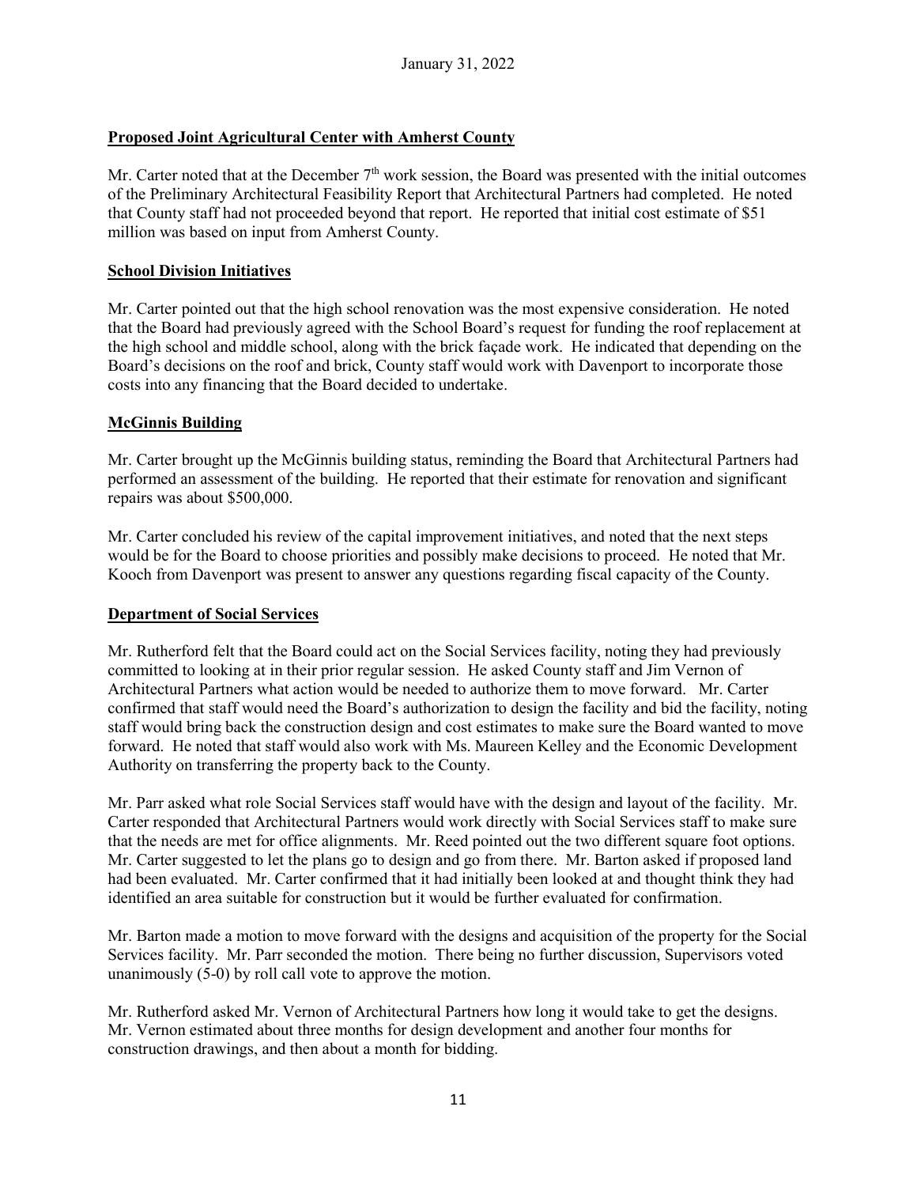January 31, 2022

**Proposed Joint Agricultural Center with Amherst County**

Mr. Carter noted that at the December 7th work session, the Board was presented with the initial outcomes of the Preliminary Architectural Feasibility Report that Architectural Partners had completed. He noted that County staff had not proceeded beyond that report. He reported that initial cost estimate of $51 million was based on input from Amherst County.

**School Division Initiatives**

Mr. Carter pointed out that the high school renovation was the most expensive consideration. He noted that the Board had previously agreed with the School Board's request for funding the roof replacement at the high school and middle school, along with the brick façade work. He indicated that depending on the Board's decisions on the roof and brick, County staff would work with Davenport to incorporate those costs into any financing that the Board decided to undertake.

**McGinnis Building**

Mr. Carter brought up the McGinnis building status, reminding the Board that Architectural Partners had performed an assessment of the building. He reported that their estimate for renovation and significant repairs was about $500,000.

Mr. Carter concluded his review of the capital improvement initiatives, and noted that the next steps would be for the Board to choose priorities and possibly make decisions to proceed. He noted that Mr. Kooch from Davenport was present to answer any questions regarding fiscal capacity of the County.

**Department of Social Services**

Mr. Rutherford felt that the Board could act on the Social Services facility, noting they had previously committed to looking at in their prior regular session. He asked County staff and Jim Vernon of Architectural Partners what action would be needed to authorize them to move forward. Mr. Carter confirmed that staff would need the Board's authorization to design the facility and bid the facility, noting staff would bring back the construction design and cost estimates to make sure the Board wanted to move forward. He noted that staff would also work with Ms. Maureen Kelley and the Economic Development Authority on transferring the property back to the County.

Mr. Parr asked what role Social Services staff would have with the design and layout of the facility. Mr. Carter responded that Architectural Partners would work directly with Social Services staff to make sure that the needs are met for office alignments. Mr. Reed pointed out the two different square foot options. Mr. Carter suggested to let the plans go to design and go from there. Mr. Barton asked if proposed land had been evaluated. Mr. Carter confirmed that it had initially been looked at and thought think they had identified an area suitable for construction but it would be further evaluated for confirmation.

Mr. Barton made a motion to move forward with the designs and acquisition of the property for the Social Services facility. Mr. Parr seconded the motion. There being no further discussion, Supervisors voted unanimously (5-0) by roll call vote to approve the motion.

Mr. Rutherford asked Mr. Vernon of Architectural Partners how long it would take to get the designs. Mr. Vernon estimated about three months for design development and another four months for construction drawings, and then about a month for bidding.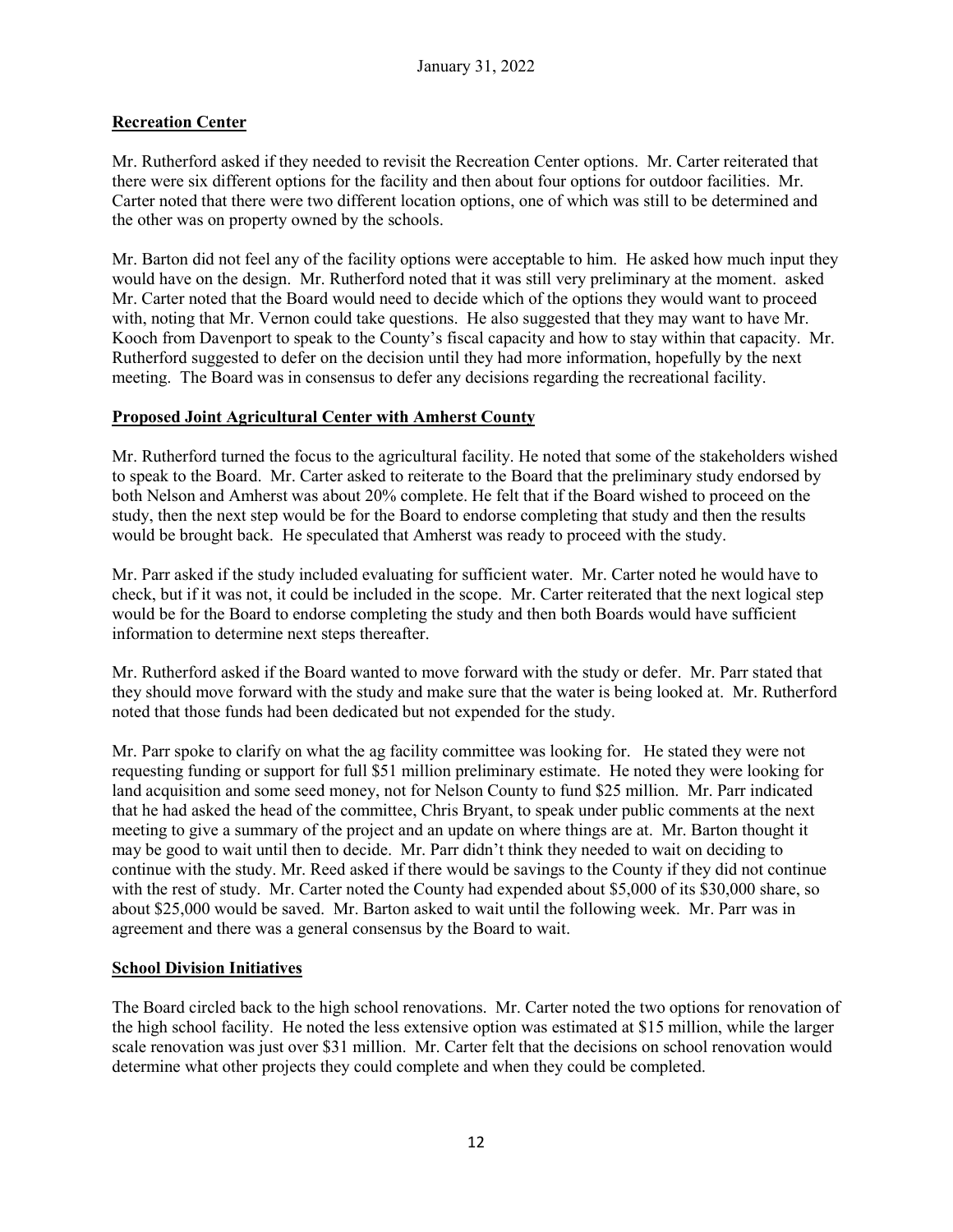January 31, 2022

## Recreation Center

Mr. Rutherford asked if they needed to revisit the Recreation Center options. Mr. Carter reiterated that there were six different options for the facility and then about four options for outdoor facilities. Mr. Carter noted that there were two different location options, one of which was still to be determined and the other was on property owned by the schools.

Mr. Barton did not feel any of the facility options were acceptable to him. He asked how much input they would have on the design. Mr. Rutherford noted that it was still very preliminary at the moment. asked Mr. Carter noted that the Board would need to decide which of the options they would want to proceed with, noting that Mr. Vernon could take questions. He also suggested that they may want to have Mr. Kooch from Davenport to speak to the County's fiscal capacity and how to stay within that capacity. Mr. Rutherford suggested to defer on the decision until they had more information, hopefully by the next meeting. The Board was in consensus to defer any decisions regarding the recreational facility.

## Proposed Joint Agricultural Center with Amherst County

Mr. Rutherford turned the focus to the agricultural facility. He noted that some of the stakeholders wished to speak to the Board. Mr. Carter asked to reiterate to the Board that the preliminary study endorsed by both Nelson and Amherst was about 20% complete. He felt that if the Board wished to proceed on the study, then the next step would be for the Board to endorse completing that study and then the results would be brought back. He speculated that Amherst was ready to proceed with the study.

Mr. Parr asked if the study included evaluating for sufficient water. Mr. Carter noted he would have to check, but if it was not, it could be included in the scope. Mr. Carter reiterated that the next logical step would be for the Board to endorse completing the study and then both Boards would have sufficient information to determine next steps thereafter.

Mr. Rutherford asked if the Board wanted to move forward with the study or defer. Mr. Parr stated that they should move forward with the study and make sure that the water is being looked at. Mr. Rutherford noted that those funds had been dedicated but not expended for the study.

Mr. Parr spoke to clarify on what the ag facility committee was looking for. He stated they were not requesting funding or support for full $51 million preliminary estimate. He noted they were looking for land acquisition and some seed money, not for Nelson County to fund $25 million. Mr. Parr indicated that he had asked the head of the committee, Chris Bryant, to speak under public comments at the next meeting to give a summary of the project and an update on where things are at. Mr. Barton thought it may be good to wait until then to decide. Mr. Parr didn't think they needed to wait on deciding to continue with the study. Mr. Reed asked if there would be savings to the County if they did not continue with the rest of study. Mr. Carter noted the County had expended about $5,000 of its $30,000 share, so about $25,000 would be saved. Mr. Barton asked to wait until the following week. Mr. Parr was in agreement and there was a general consensus by the Board to wait.

## School Division Initiatives

The Board circled back to the high school renovations. Mr. Carter noted the two options for renovation of the high school facility. He noted the less extensive option was estimated at $15 million, while the larger scale renovation was just over $31 million. Mr. Carter felt that the decisions on school renovation would determine what other projects they could complete and when they could be completed.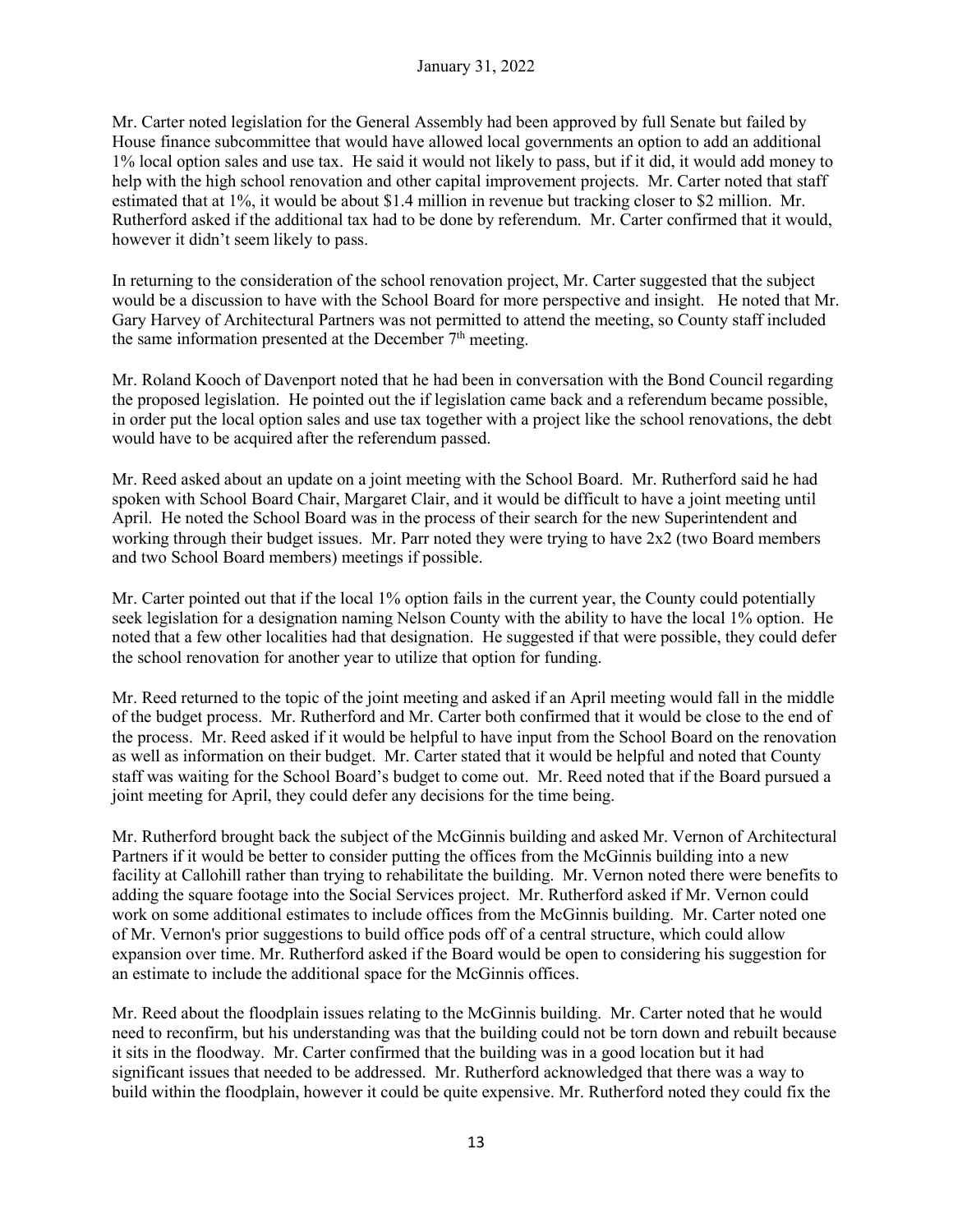Mr. Carter noted legislation for the General Assembly had been approved by full Senate but failed by House finance subcommittee that would have allowed local governments an option to add an additional 1% local option sales and use tax. He said it would not likely to pass, but if it did, it would add money to help with the high school renovation and other capital improvement projects. Mr. Carter noted that staff estimated that at 1%, it would be about \$1.4 million in revenue but tracking closer to \$2 million. Mr. Rutherford asked if the additional tax had to be done by referendum. Mr. Carter confirmed that it would, however it didn't seem likely to pass.

In returning to the consideration of the school renovation project, Mr. Carter suggested that the subject would be a discussion to have with the School Board for more perspective and insight. He noted that Mr. Gary Harvey of Architectural Partners was not permitted to attend the meeting, so County staff included the same information presented at the December 7th meeting.

Mr. Roland Kooch of Davenport noted that he had been in conversation with the Bond Council regarding the proposed legislation. He pointed out the if legislation came back and a referendum became possible, in order put the local option sales and use tax together with a project like the school renovations, the debt would have to be acquired after the referendum passed.

Mr. Reed asked about an update on a joint meeting with the School Board. Mr. Rutherford said he had spoken with School Board Chair, Margaret Clair, and it would be difficult to have a joint meeting until April. He noted the School Board was in the process of their search for the new Superintendent and working through their budget issues. Mr. Parr noted they were trying to have 2x2 (two Board members and two School Board members) meetings if possible.

Mr. Carter pointed out that if the local 1% option fails in the current year, the County could potentially seek legislation for a designation naming Nelson County with the ability to have the local 1% option. He noted that a few other localities had that designation. He suggested if that were possible, they could defer the school renovation for another year to utilize that option for funding.

Mr. Reed returned to the topic of the joint meeting and asked if an April meeting would fall in the middle of the budget process. Mr. Rutherford and Mr. Carter both confirmed that it would be close to the end of the process. Mr. Reed asked if it would be helpful to have input from the School Board on the renovation as well as information on their budget. Mr. Carter stated that it would be helpful and noted that County staff was waiting for the School Board's budget to come out. Mr. Reed noted that if the Board pursued a joint meeting for April, they could defer any decisions for the time being.

Mr. Rutherford brought back the subject of the McGinnis building and asked Mr. Vernon of Architectural Partners if it would be better to consider putting the offices from the McGinnis building into a new facility at Callohill rather than trying to rehabilitate the building. Mr. Vernon noted there were benefits to adding the square footage into the Social Services project. Mr. Rutherford asked if Mr. Vernon could work on some additional estimates to include offices from the McGinnis building. Mr. Carter noted one of Mr. Vernon's prior suggestions to build office pods off of a central structure, which could allow expansion over time. Mr. Rutherford asked if the Board would be open to considering his suggestion for an estimate to include the additional space for the McGinnis offices.

Mr. Reed about the floodplain issues relating to the McGinnis building. Mr. Carter noted that he would need to reconfirm, but his understanding was that the building could not be torn down and rebuilt because it sits in the floodway. Mr. Carter confirmed that the building was in a good location but it had significant issues that needed to be addressed. Mr. Rutherford acknowledged that there was a way to build within the floodplain, however it could be quite expensive. Mr. Rutherford noted they could fix the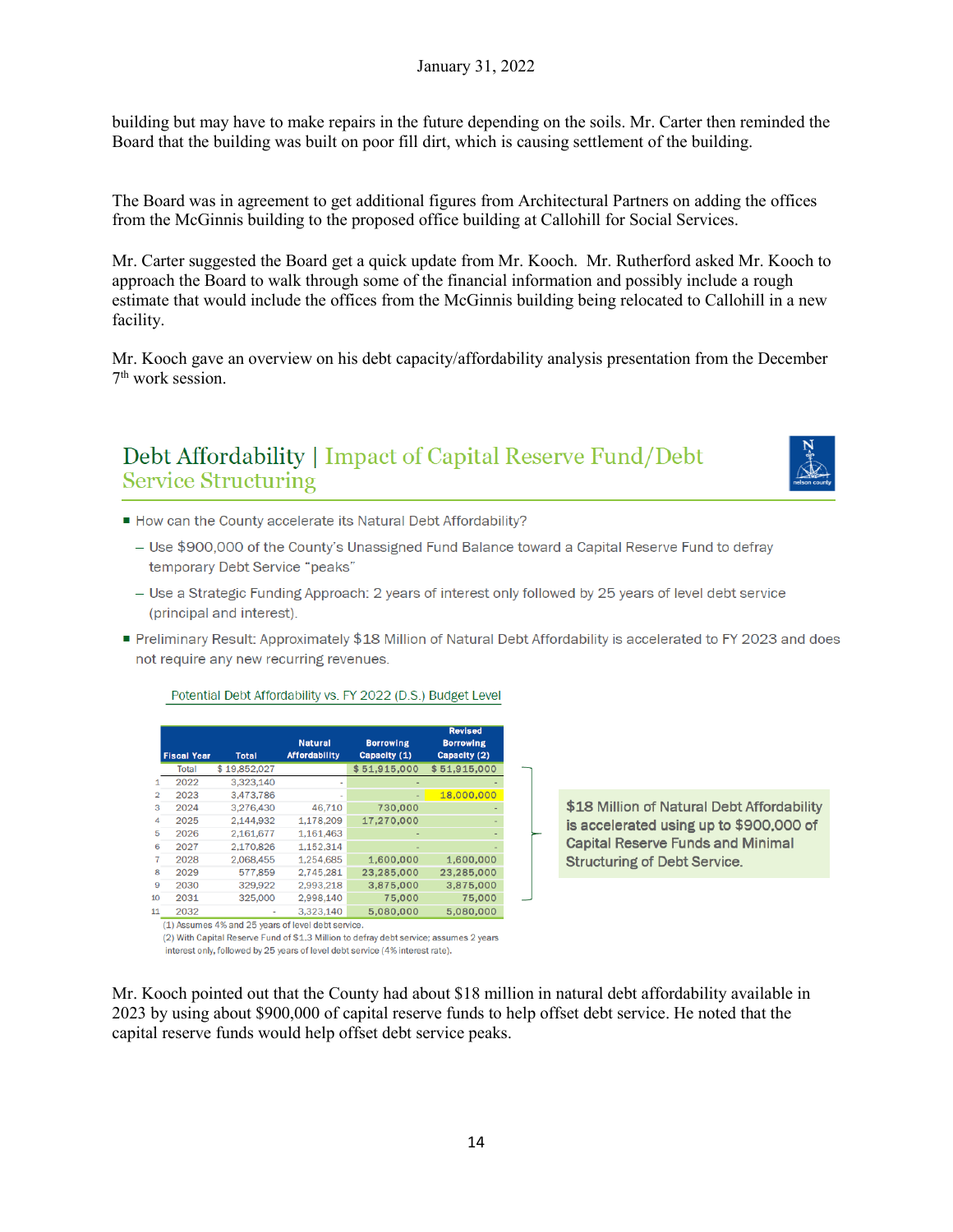building but may have to make repairs in the future depending on the soils. Mr. Carter then reminded the Board that the building was built on poor fill dirt, which is causing settlement of the building.

The Board was in agreement to get additional figures from Architectural Partners on adding the offices from the McGinnis building to the proposed office building at Callohill for Social Services.

Mr. Carter suggested the Board get a quick update from Mr. Kooch. Mr. Rutherford asked Mr. Kooch to approach the Board to walk through some of the financial information and possibly include a rough estimate that would include the offices from the McGinnis building being relocated to Callohill in a new facility.

Mr. Kooch gave an overview on his debt capacity/affordability analysis presentation from the December 7th work session.

## Debt Affordability | Impact of Capital Reserve Fund/Debt Service Structuring

- How can the County accelerate its Natural Debt Affordability?
  - Use $900,000 of the County's Unassigned Fund Balance toward a Capital Reserve Fund to defray temporary Debt Service "peaks"
  - Use a Strategic Funding Approach: 2 years of interest only followed by 25 years of level debt service (principal and interest).
- Preliminary Result: Approximately $18 Million of Natural Debt Affordability is accelerated to FY 2023 and does not require any new recurring revenues.

Potential Debt Affordability vs. FY 2022 (D.S.) Budget Level

| | Fiscal Year | Total | Natural Affordability | Borrowing Capacity (1) | Revised Borrowing Capacity (2) |
|---|---|---|---|---|---|
| | Total | $ 19,852,027 | | $ 51,915,000 | $ 51,915,000 |
| 1 | 2022 | 3,323,140 | - | - | - |
| 2 | 2023 | 3,473,786 | - | - | 18,000,000 |
| 3 | 2024 | 3,276,430 | 46,710 | 730,000 | - |
| 4 | 2025 | 2,144,932 | 1,178,209 | 17,270,000 | - |
| 5 | 2026 | 2,161,677 | 1,161,463 | - | - |
| 6 | 2027 | 2,170,826 | 1,152,314 | - | - |
| 7 | 2028 | 2,068,455 | 1,254,685 | 1,600,000 | 1,600,000 |
| 8 | 2029 | 577,859 | 2,745,281 | 23,285,000 | 23,285,000 |
| 9 | 2030 | 329,922 | 2,993,218 | 3,875,000 | 3,875,000 |
| 10 | 2031 | 325,000 | 2,998,140 | 75,000 | 75,000 |
| 11 | 2032 | - | 3,323,140 | 5,080,000 | 5,080,000 |

(1) Assumes 4% and 25 years of level debt service.
(2) With Capital Reserve Fund of $1.3 Million to defray debt service; assumes 2 years interest only, followed by 25 years of level debt service (4% interest rate).

$18 Million of Natural Debt Affordability is accelerated using up to $900,000 of Capital Reserve Funds and Minimal Structuring of Debt Service.

Mr. Kooch pointed out that the County had about $18 million in natural debt affordability available in 2023 by using about $900,000 of capital reserve funds to help offset debt service. He noted that the capital reserve funds would help offset debt service peaks.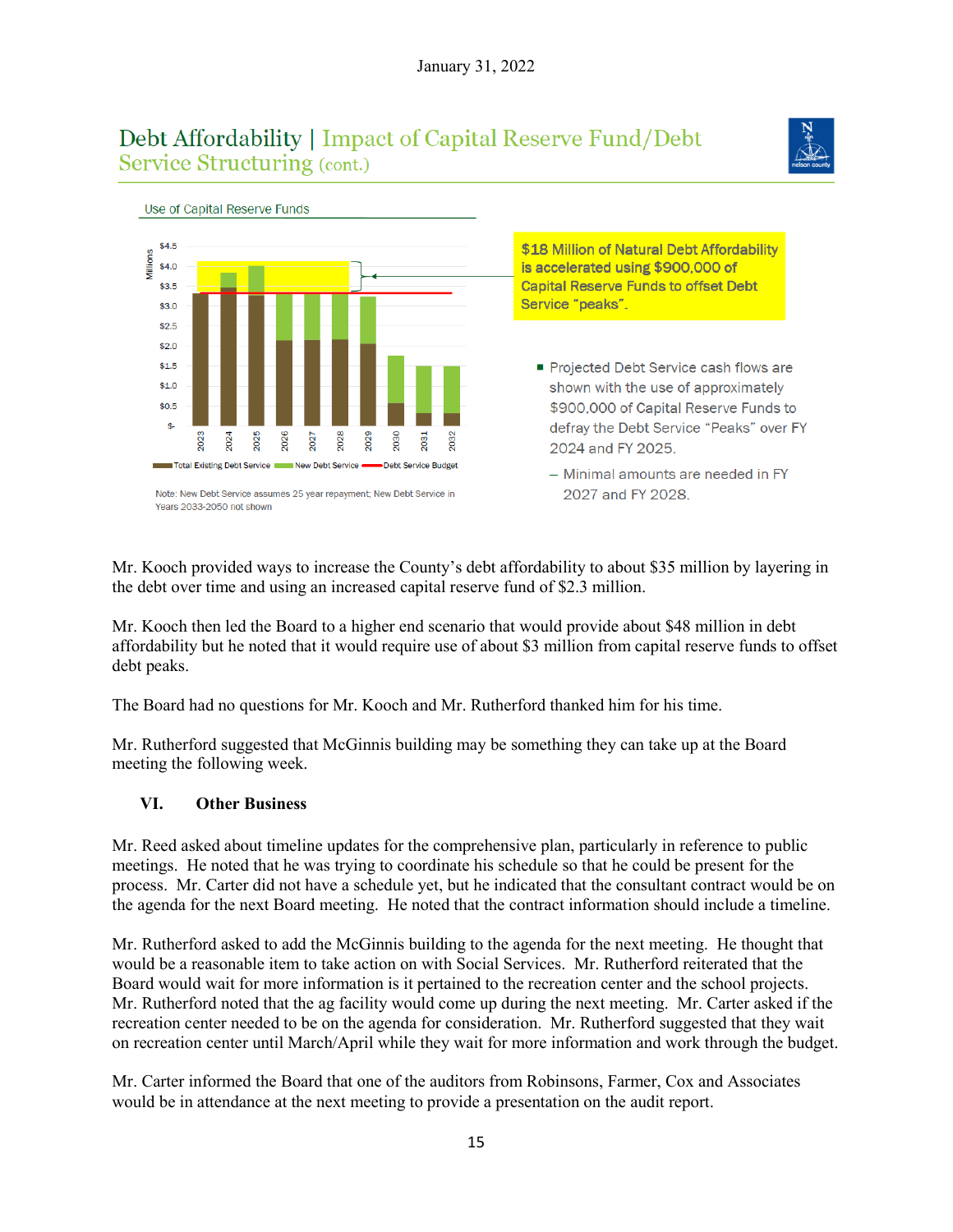January 31, 2022

## Debt Affordability | Impact of Capital Reserve Fund/Debt Service Structuring (cont.)

Use of Capital Reserve Funds

$18 Million of Natural Debt Affordability is accelerated using $900,000 of Capital Reserve Funds to offset Debt Service "peaks".

Note: New Debt Service assumes 25 year repayment; New Debt Service in Years 2033-2050 not shown

- Projected Debt Service cash flows are shown with the use of approximately $900,000 of Capital Reserve Funds to defray the Debt Service "Peaks" over FY 2024 and FY 2025.
  - Minimal amounts are needed in FY 2027 and FY 2028.

Mr. Kooch provided ways to increase the County's debt affordability to about $35 million by layering in the debt over time and using an increased capital reserve fund of $2.3 million.

Mr. Kooch then led the Board to a higher end scenario that would provide about $48 million in debt affordability but he noted that it would require use of about $3 million from capital reserve funds to offset debt peaks.

The Board had no questions for Mr. Kooch and Mr. Rutherford thanked him for his time.

Mr. Rutherford suggested that McGinnis building may be something they can take up at the Board meeting the following week.

### VI. Other Business

Mr. Reed asked about timeline updates for the comprehensive plan, particularly in reference to public meetings. He noted that he was trying to coordinate his schedule so that he could be present for the process. Mr. Carter did not have a schedule yet, but he indicated that the consultant contract would be on the agenda for the next Board meeting. He noted that the contract information should include a timeline.

Mr. Rutherford asked to add the McGinnis building to the agenda for the next meeting. He thought that would be a reasonable item to take action on with Social Services. Mr. Rutherford reiterated that the Board would wait for more information is it pertained to the recreation center and the school projects. Mr. Rutherford noted that the ag facility would come up during the next meeting. Mr. Carter asked if the recreation center needed to be on the agenda for consideration. Mr. Rutherford suggested that they wait on recreation center until March/April while they wait for more information and work through the budget.

Mr. Carter informed the Board that one of the auditors from Robinsons, Farmer, Cox and Associates would be in attendance at the next meeting to provide a presentation on the audit report.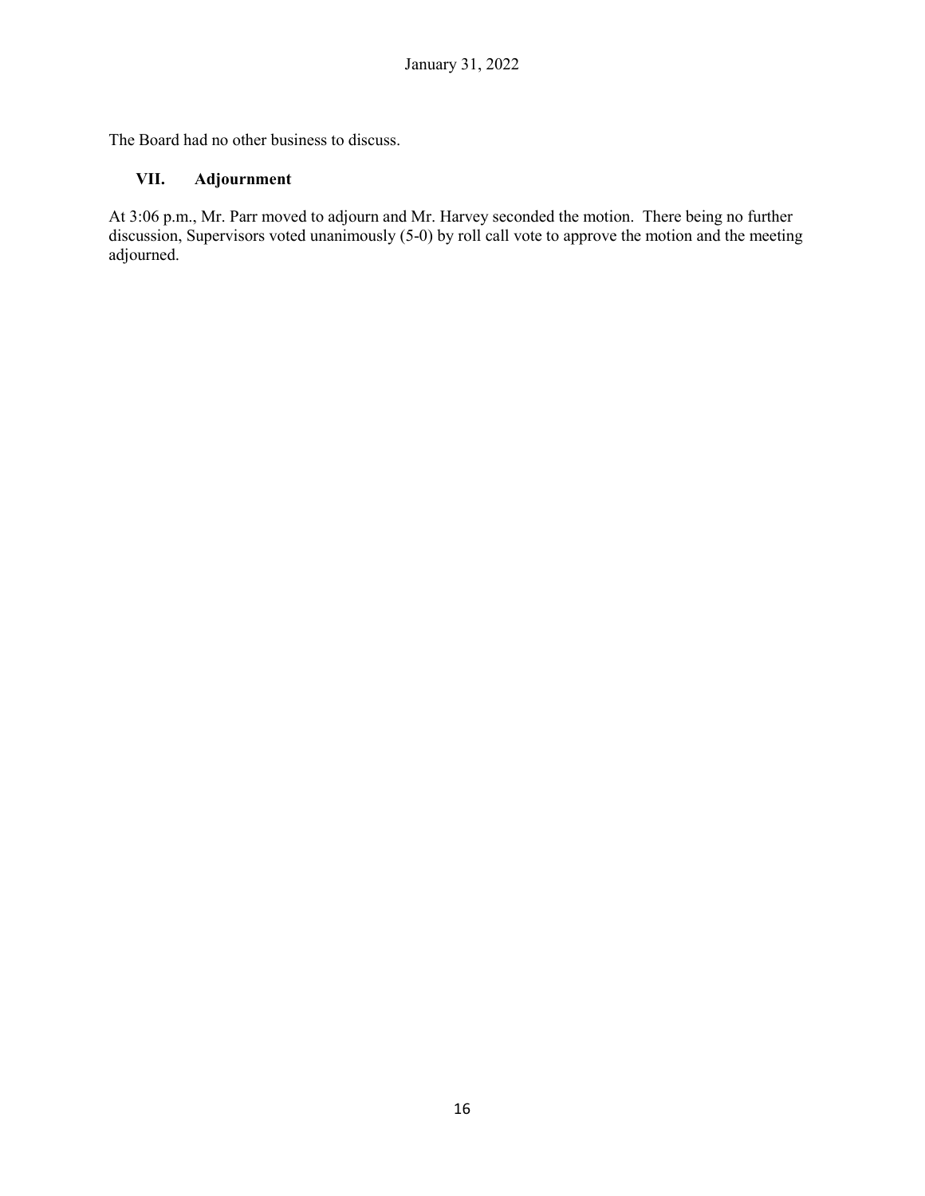The Board had no other business to discuss.

## VII. Adjournment

At 3:06 p.m., Mr. Parr moved to adjourn and Mr. Harvey seconded the motion. There being no further discussion, Supervisors voted unanimously (5-0) by roll call vote to approve the motion and the meeting adjourned.